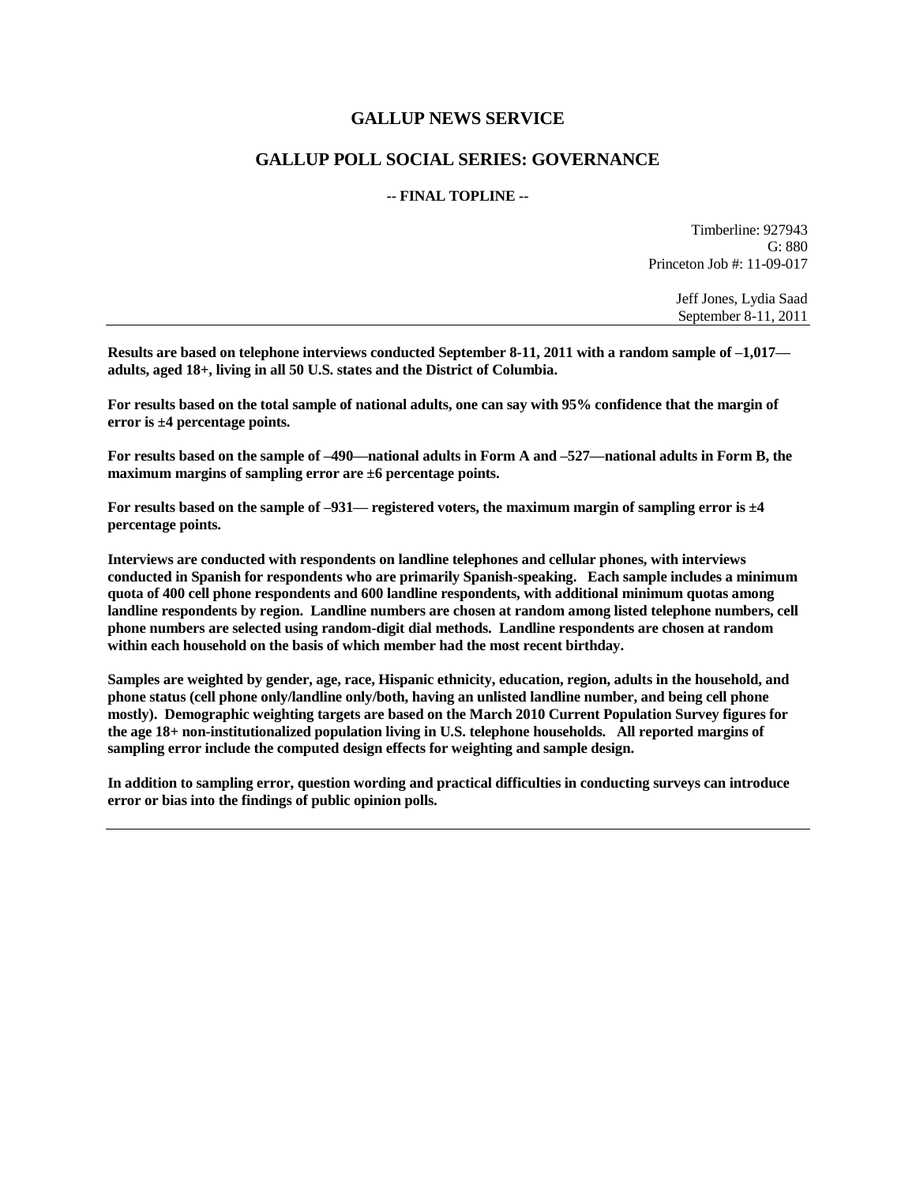# GALLUP NEWS SERVICE

## GALLUP POLL SOCIAL SERIES: GOVERNANCE

**-- FINAL TOPLINE --**

Timberline: 927943
G: 880
Princeton Job #: 11-09-017

Jeff Jones, Lydia Saad
September 8-11, 2011

---

**Results are based on telephone interviews conducted September 8-11, 2011 with a random sample of –1,017—adults, aged 18+, living in all 50 U.S. states and the District of Columbia.**

**For results based on the total sample of national adults, one can say with 95% confidence that the margin of error is ±4 percentage points.**

**For results based on the sample of –490—national adults in Form A and –527—national adults in Form B, the maximum margins of sampling error are ±6 percentage points.**

**For results based on the sample of –931— registered voters, the maximum margin of sampling error is ±4 percentage points.**

**Interviews are conducted with respondents on landline telephones and cellular phones, with interviews conducted in Spanish for respondents who are primarily Spanish-speaking. Each sample includes a minimum quota of 400 cell phone respondents and 600 landline respondents, with additional minimum quotas among landline respondents by region. Landline numbers are chosen at random among listed telephone numbers, cell phone numbers are selected using random-digit dial methods. Landline respondents are chosen at random within each household on the basis of which member had the most recent birthday.**

**Samples are weighted by gender, age, race, Hispanic ethnicity, education, region, adults in the household, and phone status (cell phone only/landline only/both, having an unlisted landline number, and being cell phone mostly). Demographic weighting targets are based on the March 2010 Current Population Survey figures for the age 18+ non-institutionalized population living in U.S. telephone households. All reported margins of sampling error include the computed design effects for weighting and sample design.**

**In addition to sampling error, question wording and practical difficulties in conducting surveys can introduce error or bias into the findings of public opinion polls.**

---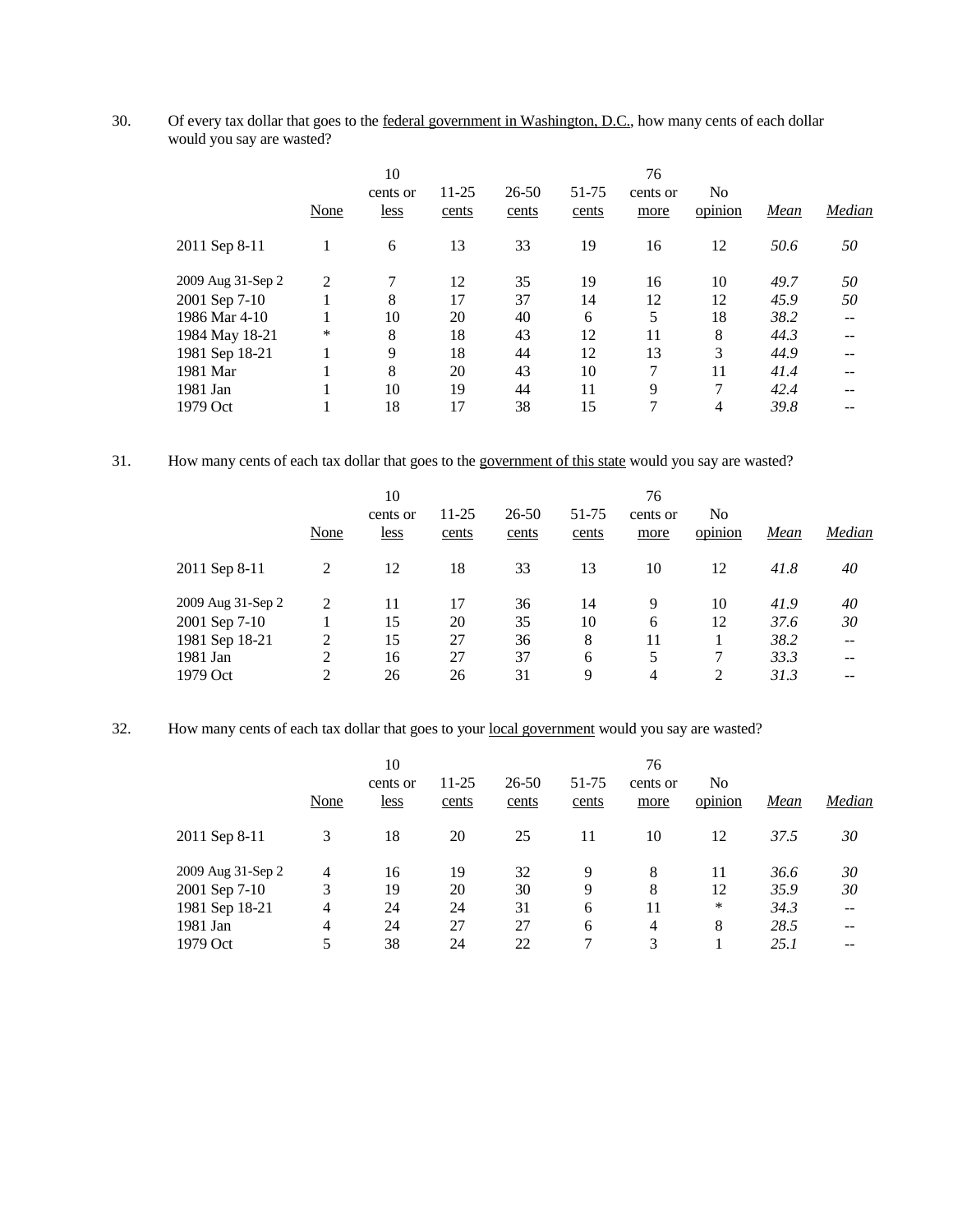30. Of every tax dollar that goes to the federal government in Washington, D.C., how many cents of each dollar would you say are wasted?

| | None | 10 cents or less | 11-25 cents | 26-50 cents | 51-75 cents | 76 cents or more | No opinion | *Mean* | *Median* |
|---|---|---|---|---|---|---|---|---|---|
| 2011 Sep 8-11 | 1 | 6 | 13 | 33 | 19 | 16 | 12 | *50.6* | *50* |
| 2009 Aug 31-Sep 2 | 2 | 7 | 12 | 35 | 19 | 16 | 10 | *49.7* | *50* |
| 2001 Sep 7-10 | 1 | 8 | 17 | 37 | 14 | 12 | 12 | *45.9* | *50* |
| 1986 Mar 4-10 | 1 | 10 | 20 | 40 | 6 | 5 | 18 | *38.2* | -- |
| 1984 May 18-21 | * | 8 | 18 | 43 | 12 | 11 | 8 | *44.3* | -- |
| 1981 Sep 18-21 | 1 | 9 | 18 | 44 | 12 | 13 | 3 | *44.9* | -- |
| 1981 Mar | 1 | 8 | 20 | 43 | 10 | 7 | 11 | *41.4* | -- |
| 1981 Jan | 1 | 10 | 19 | 44 | 11 | 9 | 7 | *42.4* | -- |
| 1979 Oct | 1 | 18 | 17 | 38 | 15 | 7 | 4 | *39.8* | -- |

31. How many cents of each tax dollar that goes to the government of this state would you say are wasted?

| | None | 10 cents or less | 11-25 cents | 26-50 cents | 51-75 cents | 76 cents or more | No opinion | *Mean* | *Median* |
|---|---|---|---|---|---|---|---|---|---|
| 2011 Sep 8-11 | 2 | 12 | 18 | 33 | 13 | 10 | 12 | *41.8* | *40* |
| 2009 Aug 31-Sep 2 | 2 | 11 | 17 | 36 | 14 | 9 | 10 | *41.9* | *40* |
| 2001 Sep 7-10 | 1 | 15 | 20 | 35 | 10 | 6 | 12 | *37.6* | *30* |
| 1981 Sep 18-21 | 2 | 15 | 27 | 36 | 8 | 11 | 1 | *38.2* | -- |
| 1981 Jan | 2 | 16 | 27 | 37 | 6 | 5 | 7 | *33.3* | -- |
| 1979 Oct | 2 | 26 | 26 | 31 | 9 | 4 | 2 | *31.3* | -- |

32. How many cents of each tax dollar that goes to your local government would you say are wasted?

| | None | 10 cents or less | 11-25 cents | 26-50 cents | 51-75 cents | 76 cents or more | No opinion | *Mean* | *Median* |
|---|---|---|---|---|---|---|---|---|---|
| 2011 Sep 8-11 | 3 | 18 | 20 | 25 | 11 | 10 | 12 | *37.5* | *30* |
| 2009 Aug 31-Sep 2 | 4 | 16 | 19 | 32 | 9 | 8 | 11 | *36.6* | *30* |
| 2001 Sep 7-10 | 3 | 19 | 20 | 30 | 9 | 8 | 12 | *35.9* | *30* |
| 1981 Sep 18-21 | 4 | 24 | 24 | 31 | 6 | 11 | * | *34.3* | -- |
| 1981 Jan | 4 | 24 | 27 | 27 | 6 | 4 | 8 | *28.5* | -- |
| 1979 Oct | 5 | 38 | 24 | 22 | 7 | 3 | 1 | *25.1* | -- |